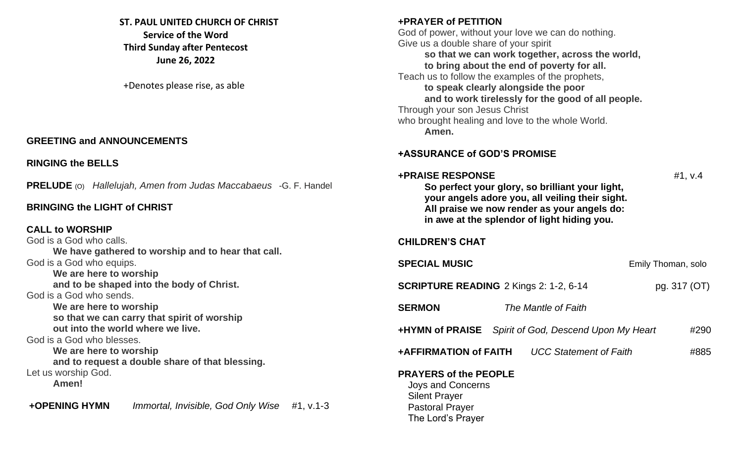**ST. PAUL UNITED CHURCH OF CHRIST**
**Service of the Word**
**Third Sunday after Pentecost**
**June 26, 2022**

+Denotes please rise, as able

**GREETING and ANNOUNCEMENTS**

**RINGING the BELLS**

**PRELUDE** (O) *Hallelujah, Amen from Judas Maccabaeus* -G. F. Handel

**BRINGING the LIGHT of CHRIST**

**CALL to WORSHIP**

God is a God who calls.
**We have gathered to worship and to hear that call.**
God is a God who equips.
**We are here to worship**
**and to be shaped into the body of Christ.**
God is a God who sends.
**We are here to worship**
**so that we can carry that spirit of worship**
**out into the world where we live.**
God is a God who blesses.
**We are here to worship**
**and to request a double share of that blessing.**
Let us worship God.
**Amen!**

**+OPENING HYMN** *Immortal, Invisible, God Only Wise* #1, v.1-3

**+PRAYER of PETITION**

God of power, without your love we can do nothing.
Give us a double share of your spirit
**so that we can work together, across the world,**
**to bring about the end of poverty for all.**
Teach us to follow the examples of the prophets,
**to speak clearly alongside the poor**
**and to work tirelessly for the good of all people.**
Through your son Jesus Christ
who brought healing and love to the whole World.
**Amen.**

**+ASSURANCE of GOD'S PROMISE**

**+PRAISE RESPONSE** #1, v.4

**So perfect your glory, so brilliant your light,**
**your angels adore you, all veiling their sight.**
**All praise we now render as your angels do:**
**in awe at the splendor of light hiding you.**

**CHILDREN'S CHAT**

**SPECIAL MUSIC** Emily Thoman, solo

**SCRIPTURE READING** 2 Kings 2: 1-2, 6-14 pg. 317 (OT)

**SERMON** *The Mantle of Faith*

**+HYMN of PRAISE** *Spirit of God, Descend Upon My Heart* #290

**+AFFIRMATION of FAITH** *UCC Statement of Faith* #885

**PRAYERS of the PEOPLE**

Joys and Concerns
Silent Prayer
Pastoral Prayer
The Lord's Prayer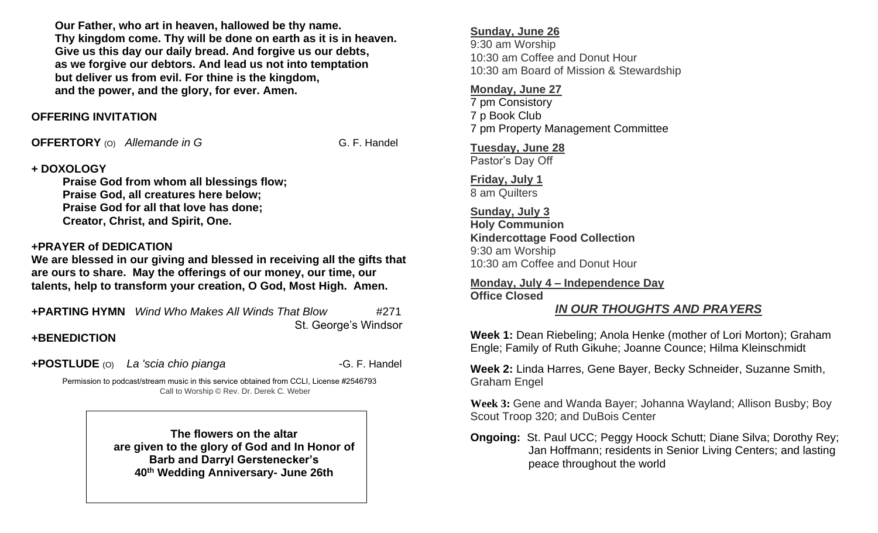**Our Father, who art in heaven, hallowed be thy name.**
**Thy kingdom come. Thy will be done on earth as it is in heaven.**
**Give us this day our daily bread. And forgive us our debts,**
**as we forgive our debtors. And lead us not into temptation**
**but deliver us from evil. For thine is the kingdom,**
**and the power, and the glory, for ever. Amen.**

**OFFERING INVITATION**

**OFFERTORY** (O) *Allemande in G* G. F. Handel

**+ DOXOLOGY**

**Praise God from whom all blessings flow;**
**Praise God, all creatures here below;**
**Praise God for all that love has done;**
**Creator, Christ, and Spirit, One.**

**+PRAYER of DEDICATION**

**We are blessed in our giving and blessed in receiving all the gifts that are ours to share. May the offerings of our money, our time, our talents, help to transform your creation, O God, Most High. Amen.**

**+PARTING HYMN** *Wind Who Makes All Winds That Blow* #271
St. George's Windsor

**+BENEDICTION**

**+POSTLUDE** (O) *La 'scia chio pianga* -G. F. Handel

Permission to podcast/stream music in this service obtained from CCLI, License #2546793
Call to Worship © Rev. Dr. Derek C. Weber

**The flowers on the altar are given to the glory of God and In Honor of Barb and Darryl Gerstenecker's 40th Wedding Anniversary- June 26th**

**Sunday, June 26**
9:30 am Worship
10:30 am Coffee and Donut Hour
10:30 am Board of Mission & Stewardship

**Monday, June 27**
7 pm Consistory
7 p Book Club
7 pm Property Management Committee

**Tuesday, June 28**
Pastor's Day Off

**Friday, July 1**
8 am Quilters

**Sunday, July 3**
**Holy Communion**
**Kindercottage Food Collection**
9:30 am Worship
10:30 am Coffee and Donut Hour

**Monday, July 4 – Independence Day**
**Office Closed**

## *IN OUR THOUGHTS AND PRAYERS*

**Week 1:** Dean Riebeling; Anola Henke (mother of Lori Morton); Graham Engle; Family of Ruth Gikuhe; Joanne Counce; Hilma Kleinschmidt

**Week 2:** Linda Harres, Gene Bayer, Becky Schneider, Suzanne Smith, Graham Engel

**Week 3:** Gene and Wanda Bayer; Johanna Wayland; Allison Busby; Boy Scout Troop 320; and DuBois Center

**Ongoing:** St. Paul UCC; Peggy Hoock Schutt; Diane Silva; Dorothy Rey; Jan Hoffmann; residents in Senior Living Centers; and lasting peace throughout the world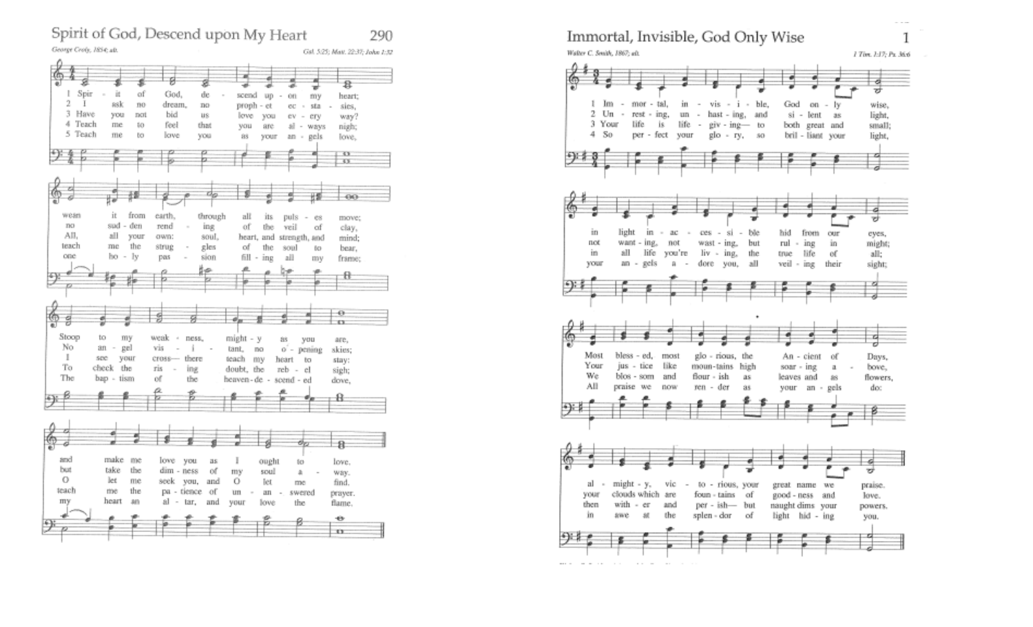# 290 Spirit of God, Descend upon My Heart

George Croly, 1854; alt.

Gal. 5:25; Matt. 22:37; John 1:32

1 Spirit of God, descend upon my heart;
wean it from earth, through all its pulses move;
Stoop to my weakness, mighty as you are,
and make me love you as I ought to love.

2 I ask no dream, no prophet ecstasies,
no sudden rending of the veil of clay,
No angel visitant, no opening skies;
but take the dimness of my soul away.

3 Have you not bid us love you every way?
All, all your own: soul, heart, and strength, and mind;
I see your cross— there teach my heart to stay:
O let me seek you, and O let me find.

4 Teach me to feel that you are always nigh;
teach me the struggles of the soul to bear,
To check the rising doubt, the rebel sigh;
teach me the patience of unanswered prayer.

5 Teach me to love you as your angels love,
one holy passion filling all my frame;
The baptism of the heaven-descended dove,
my heart an altar, and your love the flame.

# 1 Immortal, Invisible, God Only Wise

Walter C. Smith, 1867; alt.

1 Tim. 1:17; Ps. 36:6

1 Immortal, invisible, God only wise,
in light inaccessible hid from our eyes,
Most blessed, most glorious, the Ancient of Days,
almighty, victorious, your great name we praise.

2 Unresting, unhasting, and silent as light,
not wanting, not wasting, but ruling in might;
Your justice like mountains high soaring above,
your clouds which are fountains of goodness and love.

3 Your life is life-giving— to both great and small;
in all life you're living, the true life of all;
We blossom and flourish as leaves and as flowers,
then wither and perish— but naught dims your powers.

4 So perfect your glory, so brilliant your light,
your angels adore you, all veiling their sight;
All praise we now render as your angels do:
in awe at the splendor of light hiding you.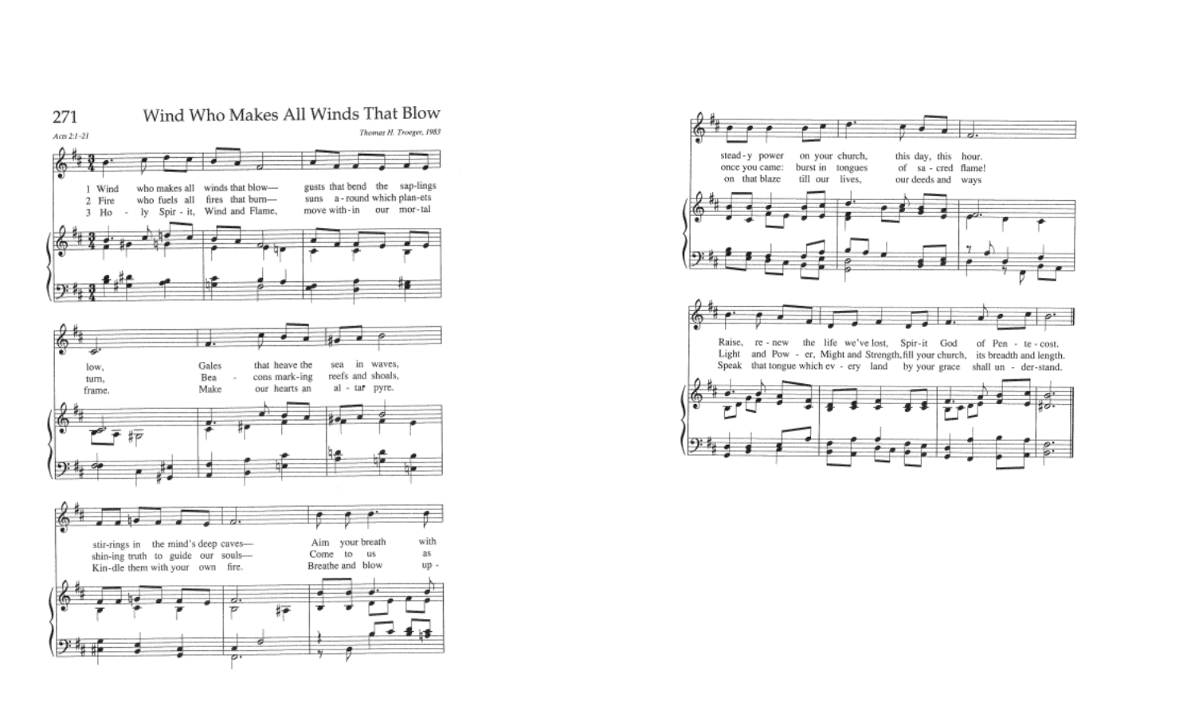# 271 Wind Who Makes All Winds That Blow

Acts 2:1–21

Thomas H. Troeger, 1983

1 Wind who makes all winds that blow—
gusts that bend the saplings low,
Gales that heave the sea in waves,
stirrings in the mind's deep caves—
Aim your breath with steady power
on your church, this day, this hour.
Raise, renew the life we've lost,
Spirit God of Pentecost.

2 Fire who fuels all fires that burn—
suns around which planets turn,
Beacons marking reefs and shoals,
shining truth to guide our souls—
Come to us as once you came:
burst in tongues of sacred flame!
Light and Power, Might and Strength,
fill your church, its breadth and length.

3 Holy Spirit, Wind and Flame,
move within our mortal frame.
Make our hearts an altar pyre.
Kindle them with your own fire.
Breathe and blow upon that blaze
till our lives, our deeds and ways
Speak that tongue which every land
by your grace shall understand.